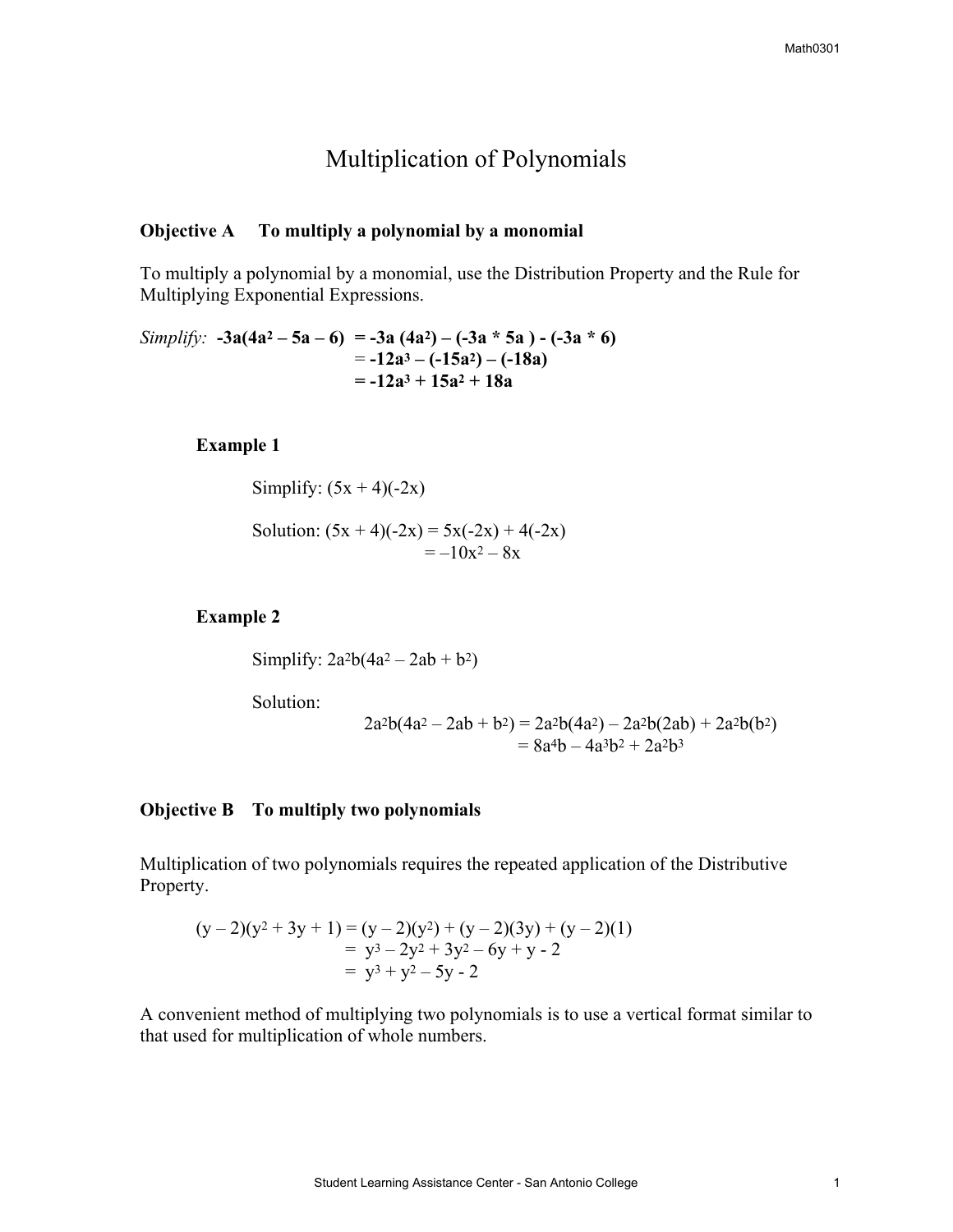# Multiplication of Polynomials

**Objective A  To multiply a polynomial by a monomial**

To multiply a polynomial by a monomial, use the Distribution Property and the Rule for Multiplying Exponential Expressions.

*Simplify:* $\mathbf{-3a(4a^2 - 5a - 6) = -3a(4a^2) - (-3a * 5a) - (-3a * 6)}$
$\mathbf{= -12a^3 - (-15a^2) - (-18a)}$
$\mathbf{= -12a^3 + 15a^2 + 18a}$

**Example 1**

Simplify: $(5x + 4)(-2x)$

Solution: $(5x + 4)(-2x) = 5x(-2x) + 4(-2x)$
$= -10x^2 - 8x$

**Example 2**

Simplify: $2a^2b(4a^2 - 2ab + b^2)$

Solution:

$$2a^2b(4a^2 - 2ab + b^2) = 2a^2b(4a^2) - 2a^2b(2ab) + 2a^2b(b^2)$$
$$= 8a^4b - 4a^3b^2 + 2a^2b^3$$

**Objective B  To multiply two polynomials**

Multiplication of two polynomials requires the repeated application of the Distributive Property.

$$(y - 2)(y^2 + 3y + 1) = (y - 2)(y^2) + (y - 2)(3y) + (y - 2)(1)$$
$$= y^3 - 2y^2 + 3y^2 - 6y + y - 2$$
$$= y^3 + y^2 - 5y - 2$$

A convenient method of multiplying two polynomials is to use a vertical format similar to that used for multiplication of whole numbers.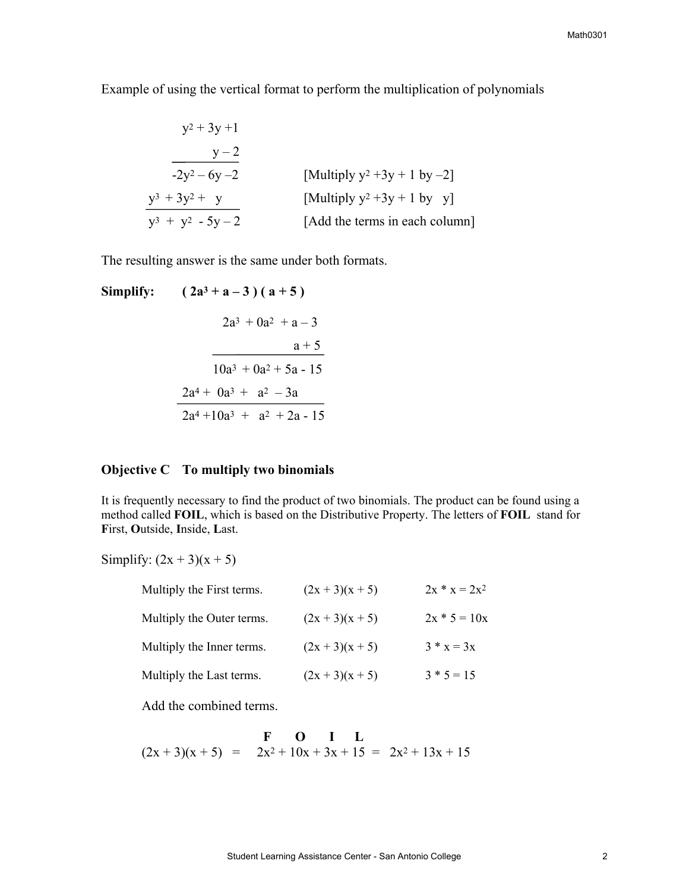Example of using the vertical format to perform the multiplication of polynomials

$$
\begin{array}{rl}
y^2 + 3y + 1 & \\
y - 2 & \\
\hline
-2y^2 - 6y - 2 & \text{[Multiply } y^2 + 3y + 1 \text{ by } -2] \\
y^3 + 3y^2 + y \quad\quad & \text{[Multiply } y^2 + 3y + 1 \text{ by } y] \\
\hline
y^3 + y^2 - 5y - 2 & \text{[Add the terms in each column]}
\end{array}
$$

The resulting answer is the same under both formats.

**Simplify:** $(2a^3 + a - 3)(a + 5)$

$$
\begin{array}{r}
2a^3 + 0a^2 + a - 3 \\
a + 5 \\
\hline
10a^3 + 0a^2 + 5a - 15 \\
2a^4 + 0a^3 + a^2 - 3a \quad\quad \\
\hline
2a^4 + 10a^3 + a^2 + 2a - 15
\end{array}
$$

### Objective C To multiply two binomials

It is frequently necessary to find the product of two binomials. The product can be found using a method called **FOIL**, which is based on the Distributive Property. The letters of **FOIL** stand for **F**irst, **O**utside, **I**nside, **L**ast.

Simplify: $(2x + 3)(x + 5)$

| | | |
|---|---|---|
| Multiply the First terms. | $(2x + 3)(x + 5)$ | $2x * x = 2x^2$ |
| Multiply the Outer terms. | $(2x + 3)(x + 5)$ | $2x * 5 = 10x$ |
| Multiply the Inner terms. | $(2x + 3)(x + 5)$ | $3 * x = 3x$ |
| Multiply the Last terms. | $(2x + 3)(x + 5)$ | $3 * 5 = 15$ |

Add the combined terms.

$$
(2x + 3)(x + 5) = \overset{\textbf{F}}{2x^2} + \overset{\textbf{O}}{10x} + \overset{\textbf{I}}{3x} + \overset{\textbf{L}}{15} = 2x^2 + 13x + 15
$$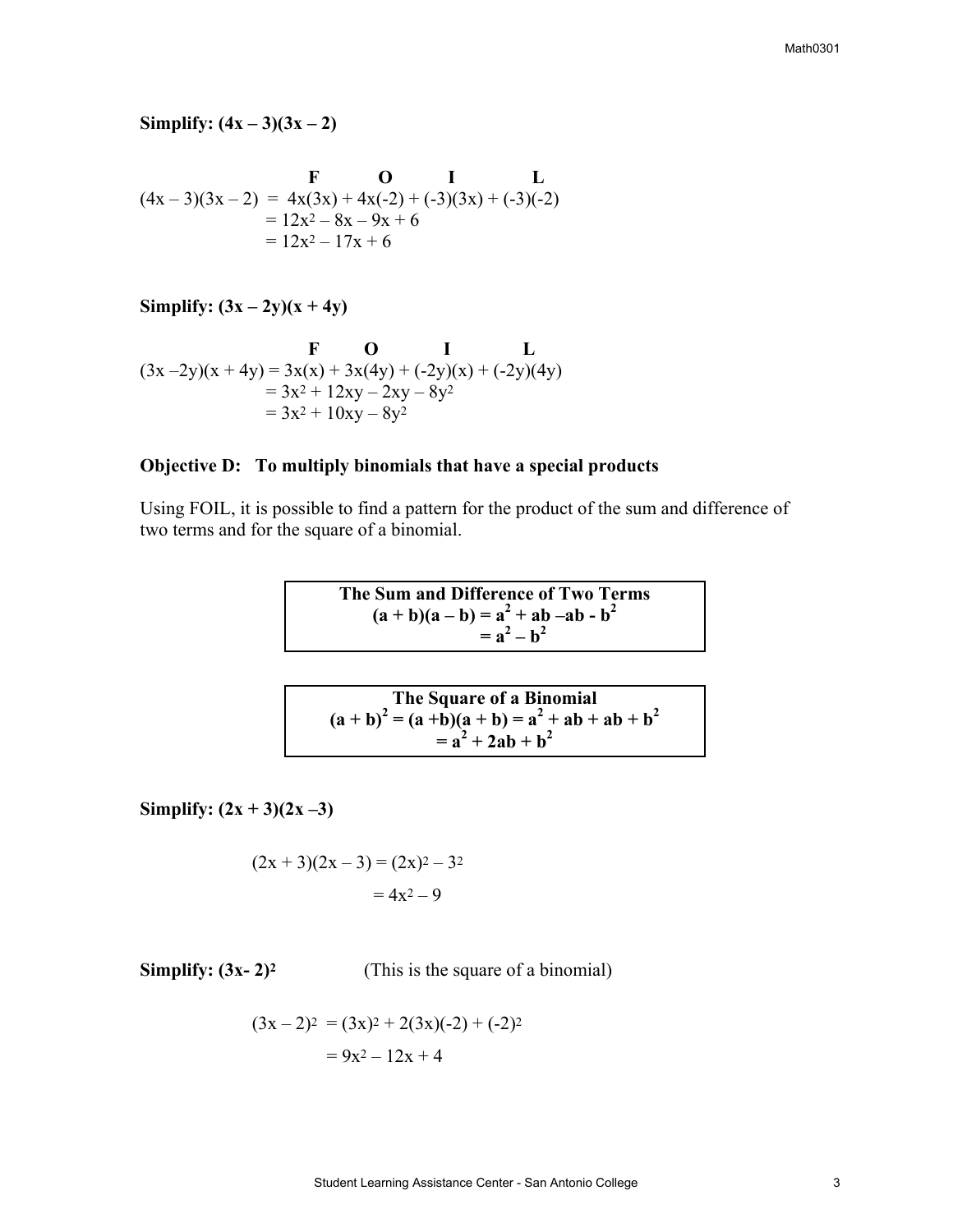**Simplify: $(4x – 3)(3x – 2)$**

$$\begin{aligned}
(4x - 3)(3x - 2) &= \overset{F}{4x(3x)} + \overset{O}{4x(-2)} + \overset{I}{(-3)(3x)} + \overset{L}{(-3)(-2)} \\
&= 12x^2 - 8x - 9x + 6 \\
&= 12x^2 - 17x + 6
\end{aligned}$$

**Simplify: $(3x – 2y)(x + 4y)$**

$$\begin{aligned}
(3x - 2y)(x + 4y) &= \overset{F}{3x(x)} + \overset{O}{3x(4y)} + \overset{I}{(-2y)(x)} + \overset{L}{(-2y)(4y)} \\
&= 3x^2 + 12xy - 2xy - 8y^2 \\
&= 3x^2 + 10xy - 8y^2
\end{aligned}$$

### Objective D: To multiply binomials that have a special products

Using FOIL, it is possible to find a pattern for the product of the sum and difference of two terms and for the square of a binomial.

**The Sum and Difference of Two Terms**

$$\begin{aligned}
(a + b)(a - b) &= a^2 + ab - ab - b^2 \\
&= a^2 - b^2
\end{aligned}$$

**The Square of a Binomial**

$$\begin{aligned}
(a + b)^2 = (a + b)(a + b) &= a^2 + ab + ab + b^2 \\
&= a^2 + 2ab + b^2
\end{aligned}$$

**Simplify: $(2x + 3)(2x – 3)$**

$$\begin{aligned}
(2x + 3)(2x - 3) &= (2x)^2 - 3^2 \\
&= 4x^2 - 9
\end{aligned}$$

**Simplify: $(3x - 2)^2$** (This is the square of a binomial)

$$\begin{aligned}
(3x - 2)^2 &= (3x)^2 + 2(3x)(-2) + (-2)^2 \\
&= 9x^2 - 12x + 4
\end{aligned}$$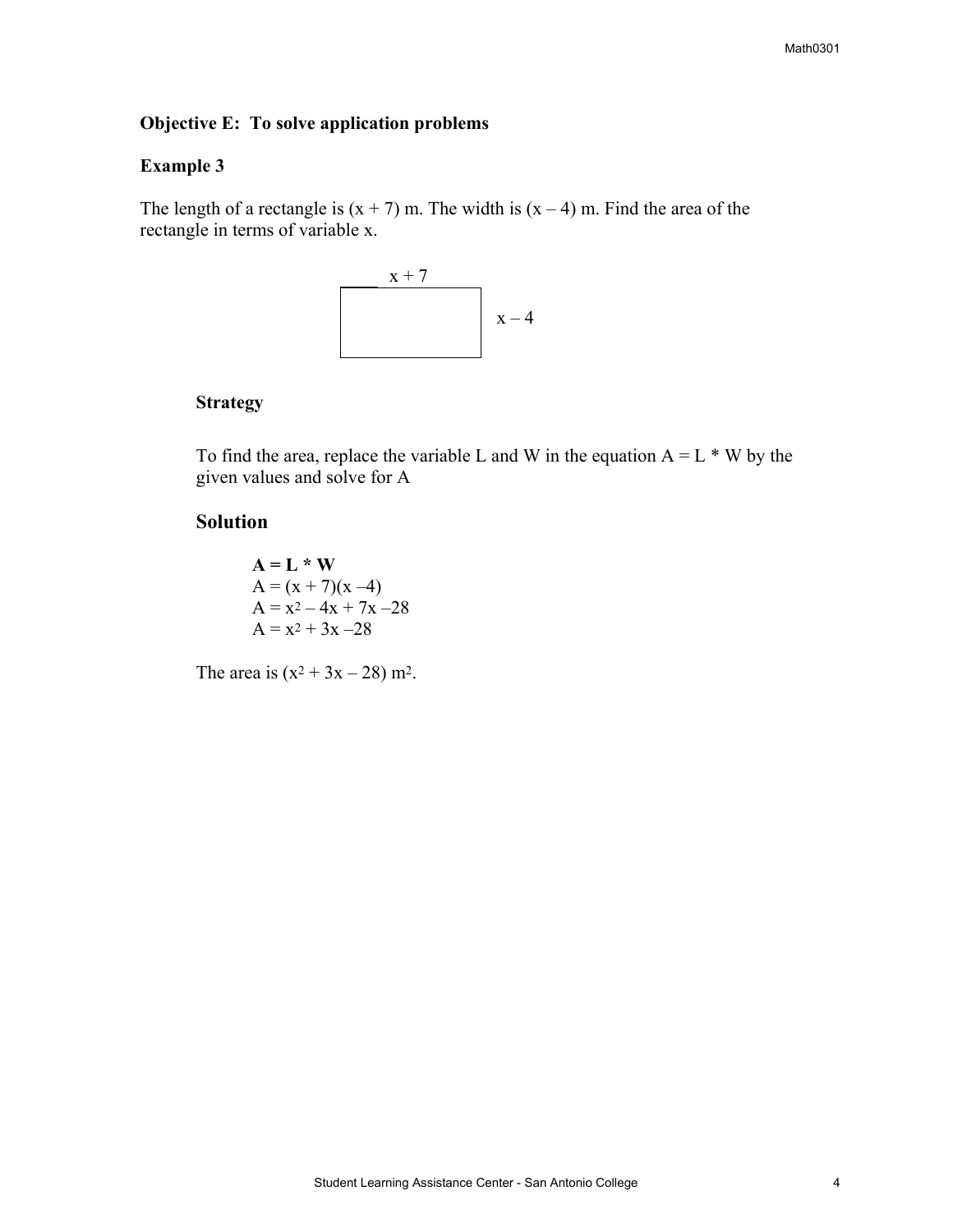## Objective E: To solve application problems

### Example 3

The length of a rectangle is $(x + 7)$ m. The width is $(x - 4)$ m. Find the area of the rectangle in terms of variable x.

$x + 7$

$x - 4$

#### Strategy

To find the area, replace the variable L and W in the equation $A = L * W$ by the given values and solve for A

#### Solution

$$\mathbf{A = L * W}$$
$$A = (x + 7)(x - 4)$$
$$A = x^2 - 4x + 7x - 28$$
$$A = x^2 + 3x - 28$$

The area is $(x^2 + 3x - 28)$ $m^2$.